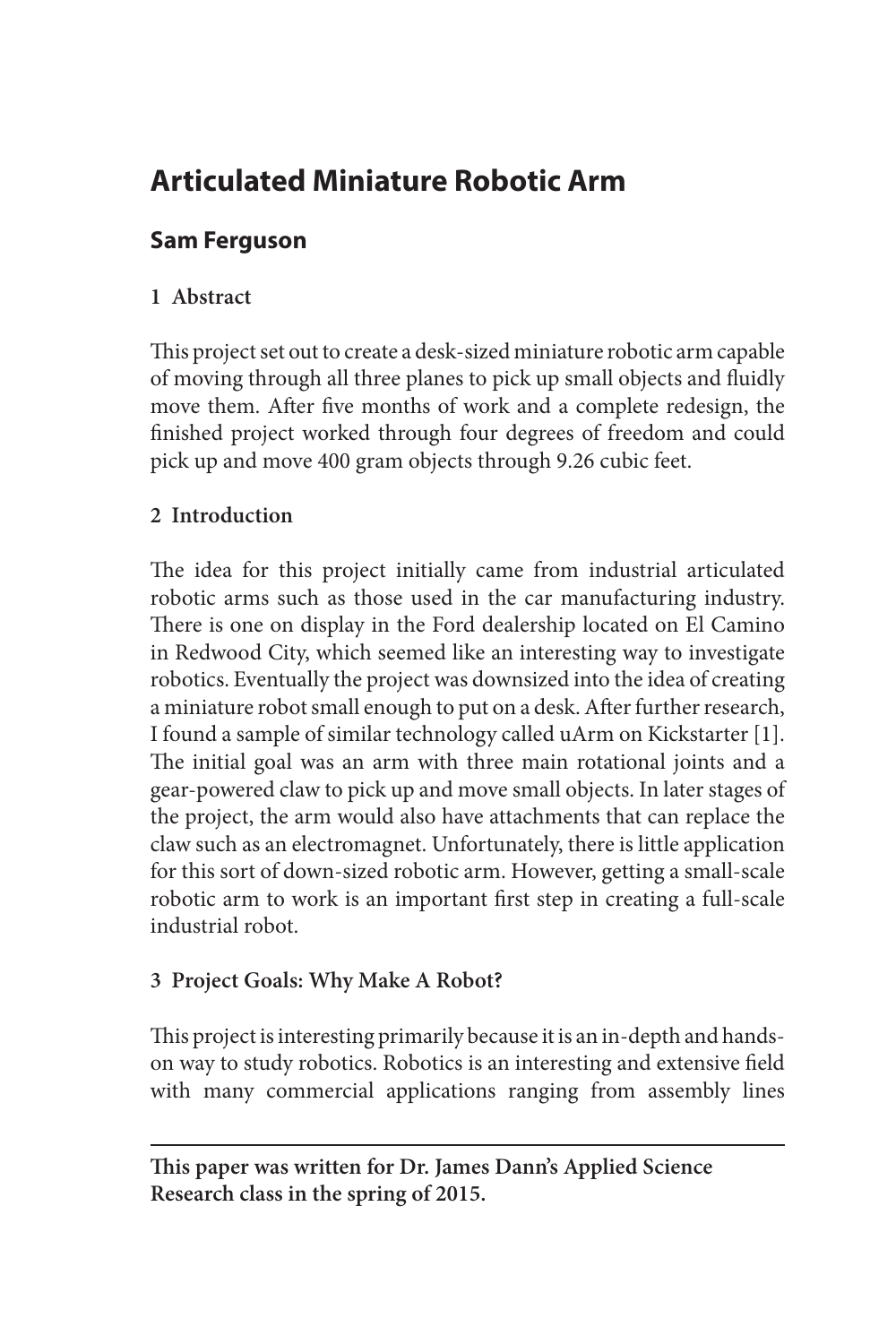# Articulated Miniature Robotic Arm

## Sam Ferguson

### 1 Abstract

This project set out to create a desk-sized miniature robotic arm capable of moving through all three planes to pick up small objects and fluidly move them. After five months of work and a complete redesign, the finished project worked through four degrees of freedom and could pick up and move 400 gram objects through 9.26 cubic feet.

### 2 Introduction

The idea for this project initially came from industrial articulated robotic arms such as those used in the car manufacturing industry. There is one on display in the Ford dealership located on El Camino in Redwood City, which seemed like an interesting way to investigate robotics. Eventually the project was downsized into the idea of creating a miniature robot small enough to put on a desk. After further research, I found a sample of similar technology called uArm on Kickstarter [1]. The initial goal was an arm with three main rotational joints and a gear-powered claw to pick up and move small objects. In later stages of the project, the arm would also have attachments that can replace the claw such as an electromagnet. Unfortunately, there is little application for this sort of down-sized robotic arm. However, getting a small-scale robotic arm to work is an important first step in creating a full-scale industrial robot.

### 3 Project Goals: Why Make A Robot?

This project is interesting primarily because it is an in-depth and hands-on way to study robotics. Robotics is an interesting and extensive field with many commercial applications ranging from assembly lines

---

**This paper was written for Dr. James Dann's Applied Science Research class in the spring of 2015.**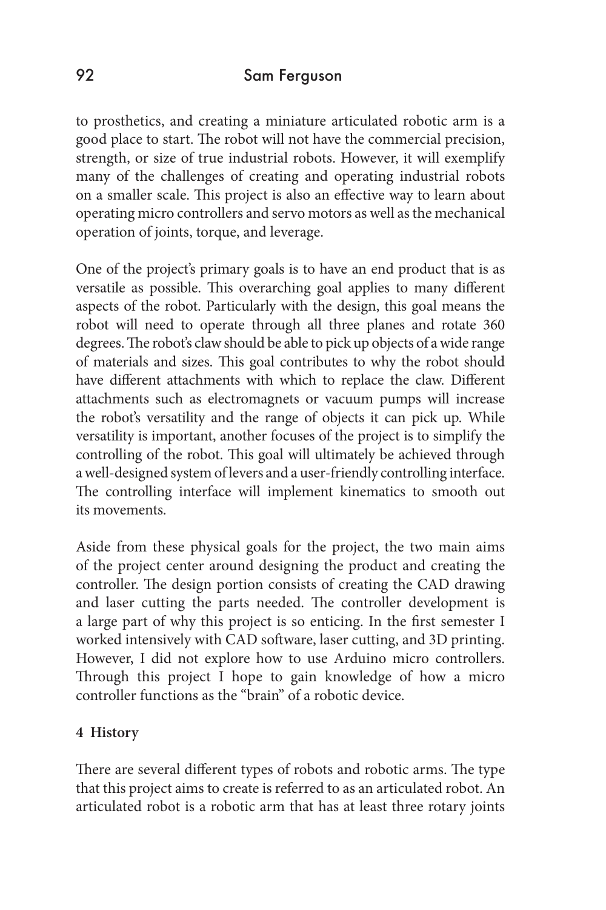to prosthetics, and creating a miniature articulated robotic arm is a good place to start. The robot will not have the commercial precision, strength, or size of true industrial robots. However, it will exemplify many of the challenges of creating and operating industrial robots on a smaller scale. This project is also an effective way to learn about operating micro controllers and servo motors as well as the mechanical operation of joints, torque, and leverage.

One of the project's primary goals is to have an end product that is as versatile as possible. This overarching goal applies to many different aspects of the robot. Particularly with the design, this goal means the robot will need to operate through all three planes and rotate 360 degrees. The robot's claw should be able to pick up objects of a wide range of materials and sizes. This goal contributes to why the robot should have different attachments with which to replace the claw. Different attachments such as electromagnets or vacuum pumps will increase the robot's versatility and the range of objects it can pick up. While versatility is important, another focuses of the project is to simplify the controlling of the robot. This goal will ultimately be achieved through a well-designed system of levers and a user-friendly controlling interface. The controlling interface will implement kinematics to smooth out its movements.

Aside from these physical goals for the project, the two main aims of the project center around designing the product and creating the controller. The design portion consists of creating the CAD drawing and laser cutting the parts needed. The controller development is a large part of why this project is so enticing. In the first semester I worked intensively with CAD software, laser cutting, and 3D printing. However, I did not explore how to use Arduino micro controllers. Through this project I hope to gain knowledge of how a micro controller functions as the "brain" of a robotic device.

## 4 History

There are several different types of robots and robotic arms. The type that this project aims to create is referred to as an articulated robot. An articulated robot is a robotic arm that has at least three rotary joints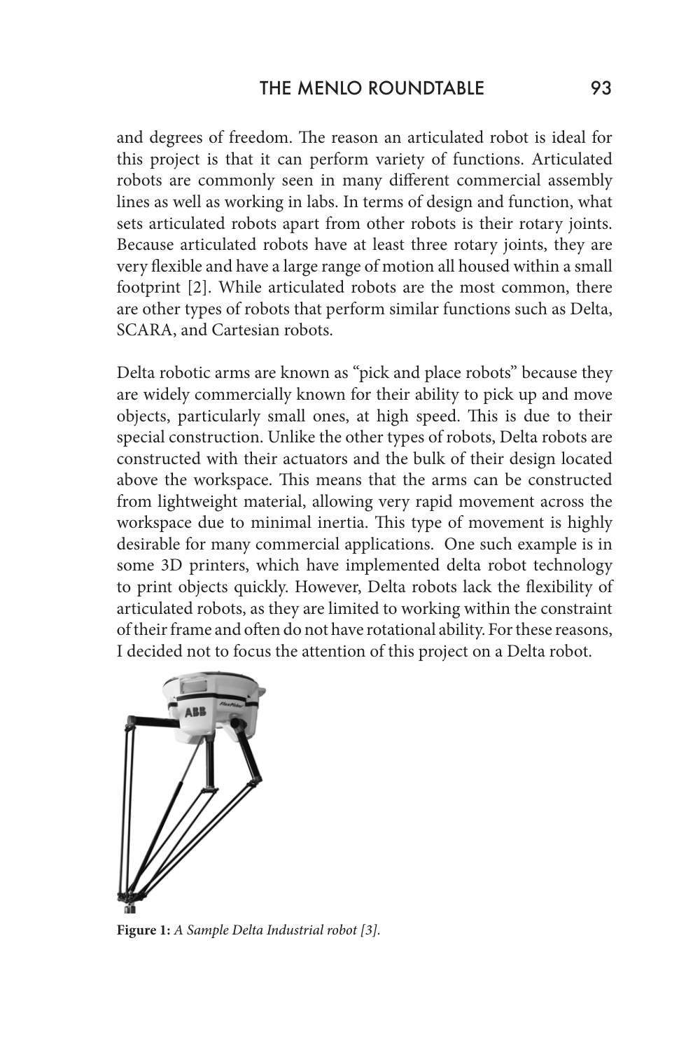and degrees of freedom. The reason an articulated robot is ideal for this project is that it can perform variety of functions. Articulated robots are commonly seen in many different commercial assembly lines as well as working in labs. In terms of design and function, what sets articulated robots apart from other robots is their rotary joints. Because articulated robots have at least three rotary joints, they are very flexible and have a large range of motion all housed within a small footprint [2]. While articulated robots are the most common, there are other types of robots that perform similar functions such as Delta, SCARA, and Cartesian robots.

Delta robotic arms are known as "pick and place robots" because they are widely commercially known for their ability to pick up and move objects, particularly small ones, at high speed. This is due to their special construction. Unlike the other types of robots, Delta robots are constructed with their actuators and the bulk of their design located above the workspace. This means that the arms can be constructed from lightweight material, allowing very rapid movement across the workspace due to minimal inertia. This type of movement is highly desirable for many commercial applications. One such example is in some 3D printers, which have implemented delta robot technology to print objects quickly. However, Delta robots lack the flexibility of articulated robots, as they are limited to working within the constraint of their frame and often do not have rotational ability. For these reasons, I decided not to focus the attention of this project on a Delta robot.

**Figure 1:** *A Sample Delta Industrial robot [3].*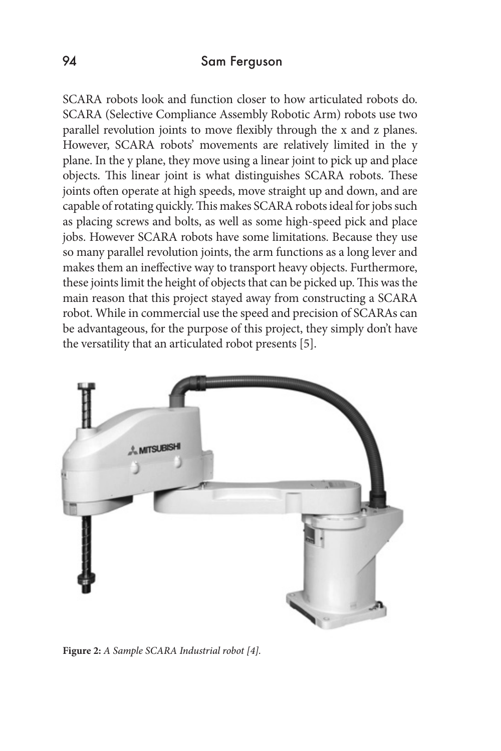SCARA robots look and function closer to how articulated robots do. SCARA (Selective Compliance Assembly Robotic Arm) robots use two parallel revolution joints to move flexibly through the x and z planes. However, SCARA robots' movements are relatively limited in the y plane. In the y plane, they move using a linear joint to pick up and place objects. This linear joint is what distinguishes SCARA robots. These joints often operate at high speeds, move straight up and down, and are capable of rotating quickly. This makes SCARA robots ideal for jobs such as placing screws and bolts, as well as some high-speed pick and place jobs. However SCARA robots have some limitations. Because they use so many parallel revolution joints, the arm functions as a long lever and makes them an ineffective way to transport heavy objects. Furthermore, these joints limit the height of objects that can be picked up. This was the main reason that this project stayed away from constructing a SCARA robot. While in commercial use the speed and precision of SCARAs can be advantageous, for the purpose of this project, they simply don't have the versatility that an articulated robot presents [5].

**Figure 2:** *A Sample SCARA Industrial robot [4].*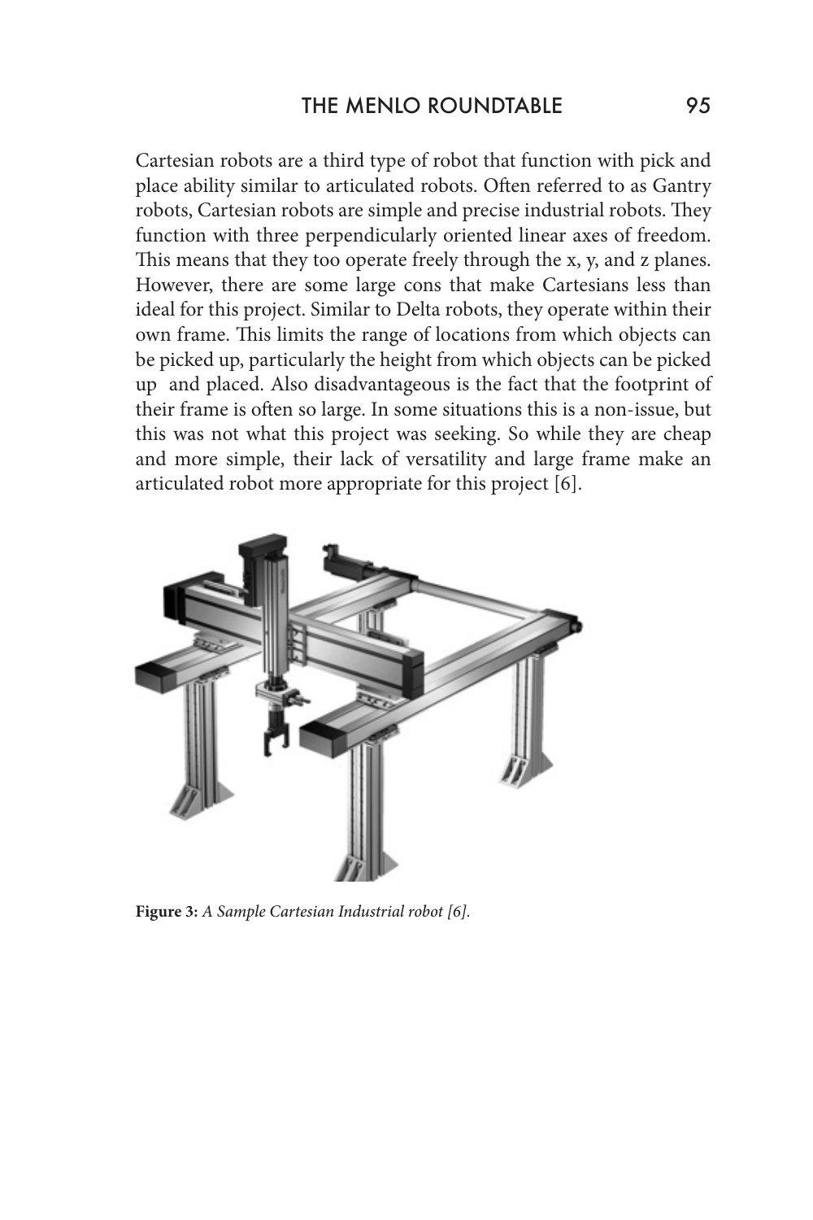Cartesian robots are a third type of robot that function with pick and place ability similar to articulated robots. Often referred to as Gantry robots, Cartesian robots are simple and precise industrial robots. They function with three perpendicularly oriented linear axes of freedom. This means that they too operate freely through the x, y, and z planes. However, there are some large cons that make Cartesians less than ideal for this project. Similar to Delta robots, they operate within their own frame. This limits the range of locations from which objects can be picked up, particularly the height from which objects can be picked up and placed. Also disadvantageous is the fact that the footprint of their frame is often so large. In some situations this is a non-issue, but this was not what this project was seeking. So while they are cheap and more simple, their lack of versatility and large frame make an articulated robot more appropriate for this project [6].

**Figure 3:** *A Sample Cartesian Industrial robot [6].*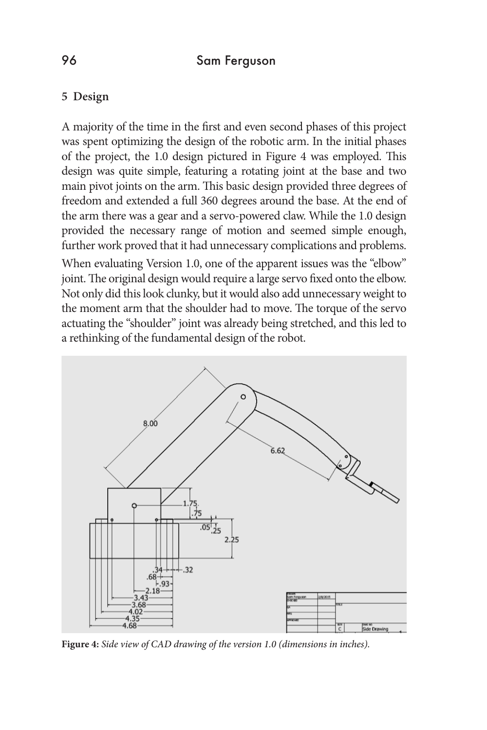## 5 Design

A majority of the time in the first and even second phases of this project was spent optimizing the design of the robotic arm. In the initial phases of the project, the 1.0 design pictured in Figure 4 was employed. This design was quite simple, featuring a rotating joint at the base and two main pivot joints on the arm. This basic design provided three degrees of freedom and extended a full 360 degrees around the base. At the end of the arm there was a gear and a servo-powered claw. While the 1.0 design provided the necessary range of motion and seemed simple enough, further work proved that it had unnecessary complications and problems.

When evaluating Version 1.0, one of the apparent issues was the "elbow" joint. The original design would require a large servo fixed onto the elbow. Not only did this look clunky, but it would also add unnecessary weight to the moment arm that the shoulder had to move. The torque of the servo actuating the "shoulder" joint was already being stretched, and this led to a rethinking of the fundamental design of the robot.

**Figure 4:** *Side view of CAD drawing of the version 1.0 (dimensions in inches).*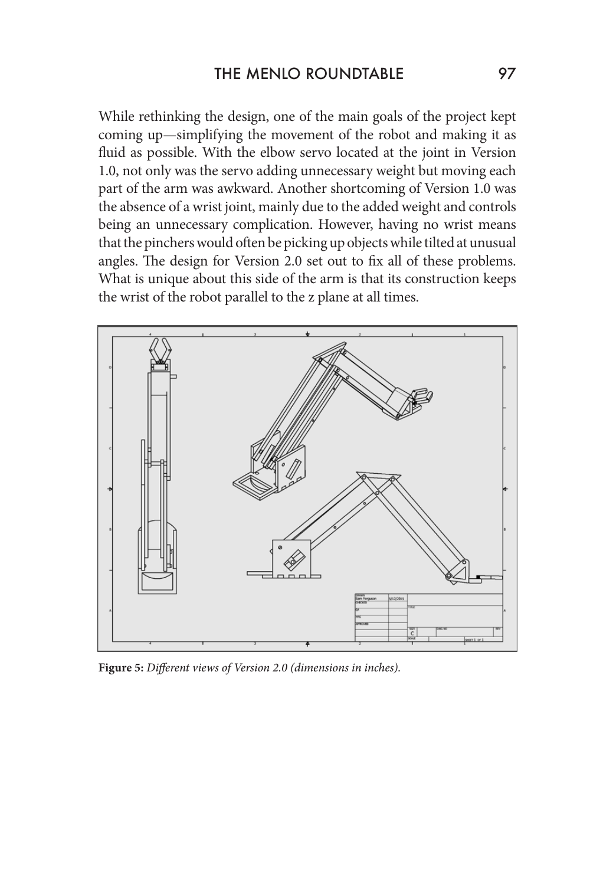While rethinking the design, one of the main goals of the project kept coming up—simplifying the movement of the robot and making it as fluid as possible. With the elbow servo located at the joint in Version 1.0, not only was the servo adding unnecessary weight but moving each part of the arm was awkward. Another shortcoming of Version 1.0 was the absence of a wrist joint, mainly due to the added weight and controls being an unnecessary complication. However, having no wrist means that the pinchers would often be picking up objects while tilted at unusual angles. The design for Version 2.0 set out to fix all of these problems. What is unique about this side of the arm is that its construction keeps the wrist of the robot parallel to the z plane at all times.

**Figure 5:** *Different views of Version 2.0 (dimensions in inches).*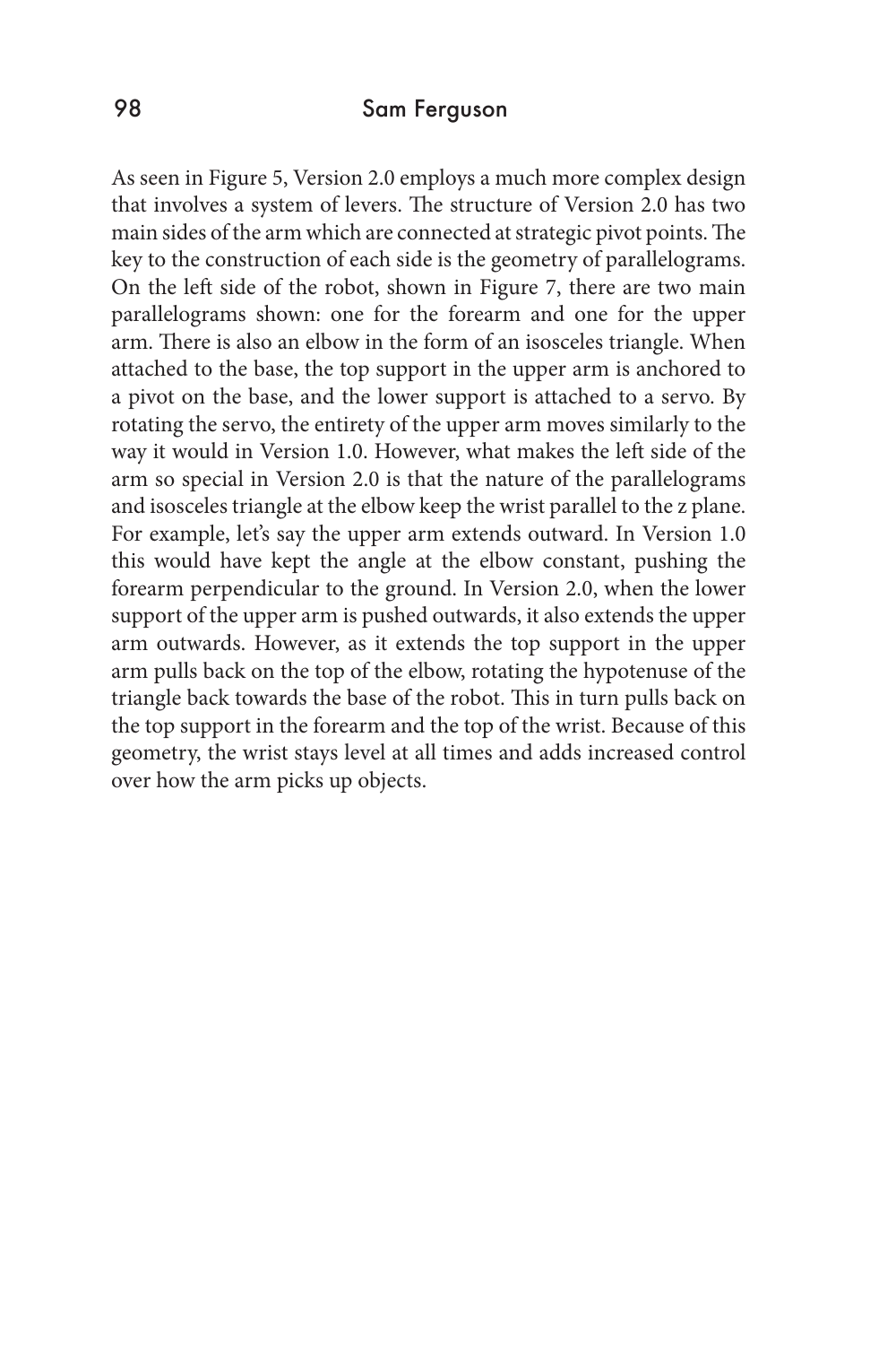As seen in Figure 5, Version 2.0 employs a much more complex design that involves a system of levers. The structure of Version 2.0 has two main sides of the arm which are connected at strategic pivot points. The key to the construction of each side is the geometry of parallelograms. On the left side of the robot, shown in Figure 7, there are two main parallelograms shown: one for the forearm and one for the upper arm. There is also an elbow in the form of an isosceles triangle. When attached to the base, the top support in the upper arm is anchored to a pivot on the base, and the lower support is attached to a servo. By rotating the servo, the entirety of the upper arm moves similarly to the way it would in Version 1.0. However, what makes the left side of the arm so special in Version 2.0 is that the nature of the parallelograms and isosceles triangle at the elbow keep the wrist parallel to the z plane. For example, let's say the upper arm extends outward. In Version 1.0 this would have kept the angle at the elbow constant, pushing the forearm perpendicular to the ground. In Version 2.0, when the lower support of the upper arm is pushed outwards, it also extends the upper arm outwards. However, as it extends the top support in the upper arm pulls back on the top of the elbow, rotating the hypotenuse of the triangle back towards the base of the robot. This in turn pulls back on the top support in the forearm and the top of the wrist. Because of this geometry, the wrist stays level at all times and adds increased control over how the arm picks up objects.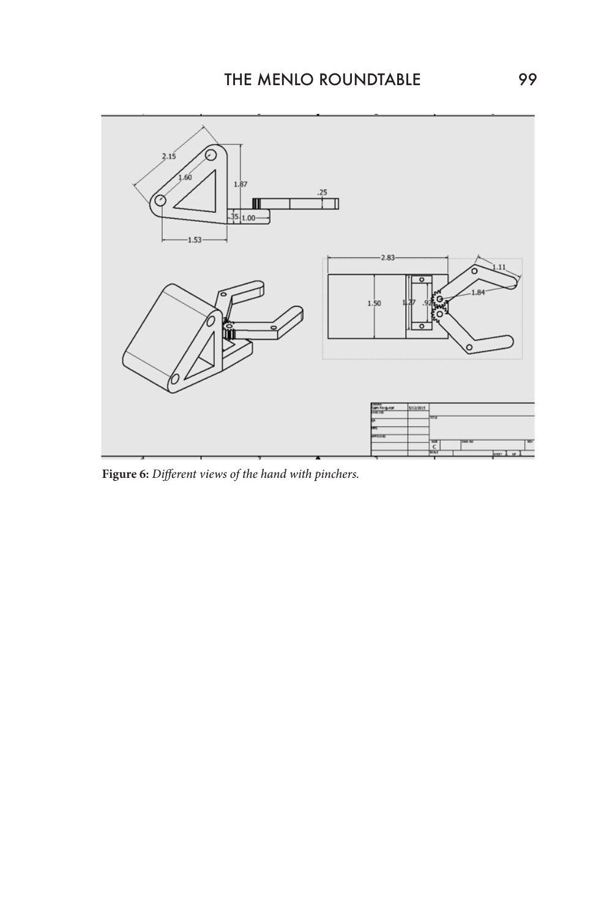**Figure 6:** *Different views of the hand with pinchers.*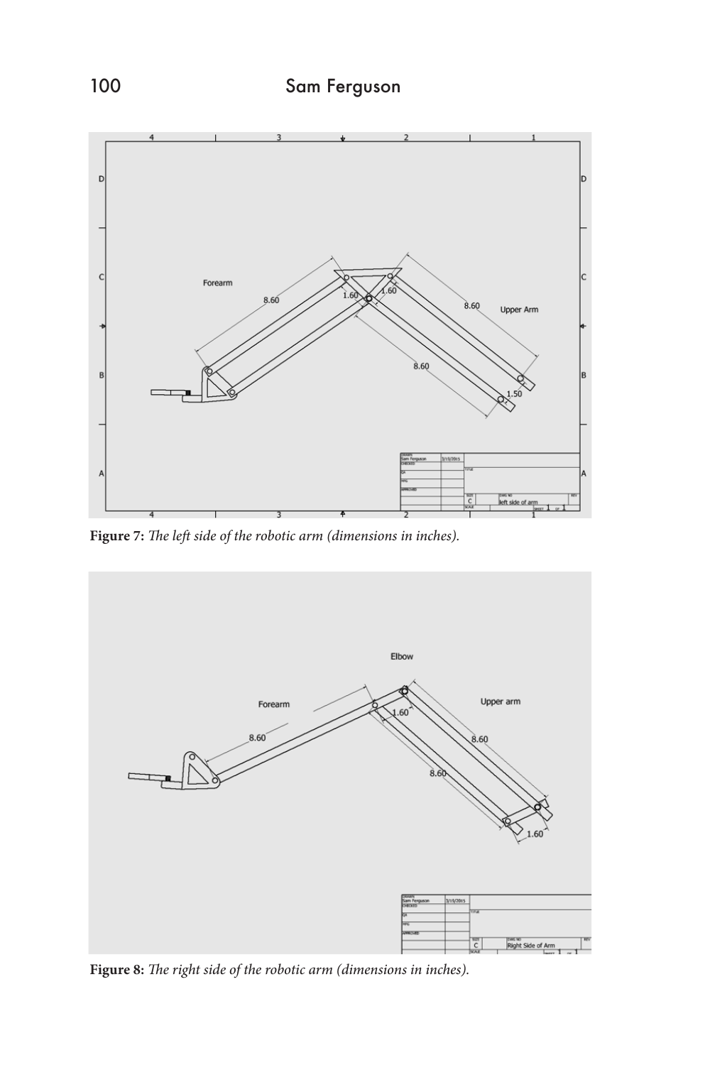**Figure 7:** *The left side of the robotic arm (dimensions in inches).*

**Figure 8:** *The right side of the robotic arm (dimensions in inches).*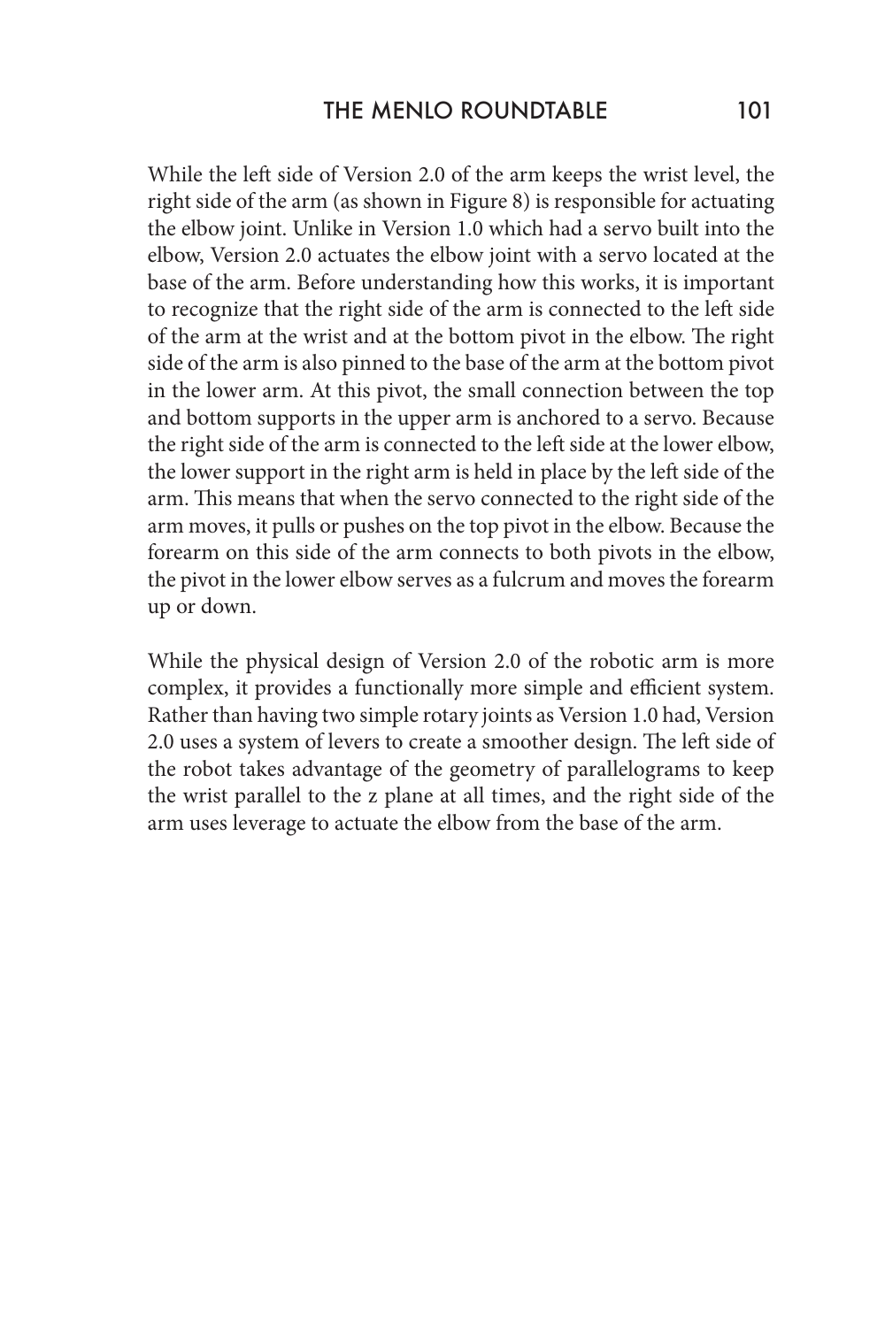While the left side of Version 2.0 of the arm keeps the wrist level, the right side of the arm (as shown in Figure 8) is responsible for actuating the elbow joint. Unlike in Version 1.0 which had a servo built into the elbow, Version 2.0 actuates the elbow joint with a servo located at the base of the arm. Before understanding how this works, it is important to recognize that the right side of the arm is connected to the left side of the arm at the wrist and at the bottom pivot in the elbow. The right side of the arm is also pinned to the base of the arm at the bottom pivot in the lower arm. At this pivot, the small connection between the top and bottom supports in the upper arm is anchored to a servo. Because the right side of the arm is connected to the left side at the lower elbow, the lower support in the right arm is held in place by the left side of the arm. This means that when the servo connected to the right side of the arm moves, it pulls or pushes on the top pivot in the elbow. Because the forearm on this side of the arm connects to both pivots in the elbow, the pivot in the lower elbow serves as a fulcrum and moves the forearm up or down.

While the physical design of Version 2.0 of the robotic arm is more complex, it provides a functionally more simple and efficient system. Rather than having two simple rotary joints as Version 1.0 had, Version 2.0 uses a system of levers to create a smoother design. The left side of the robot takes advantage of the geometry of parallelograms to keep the wrist parallel to the z plane at all times, and the right side of the arm uses leverage to actuate the elbow from the base of the arm.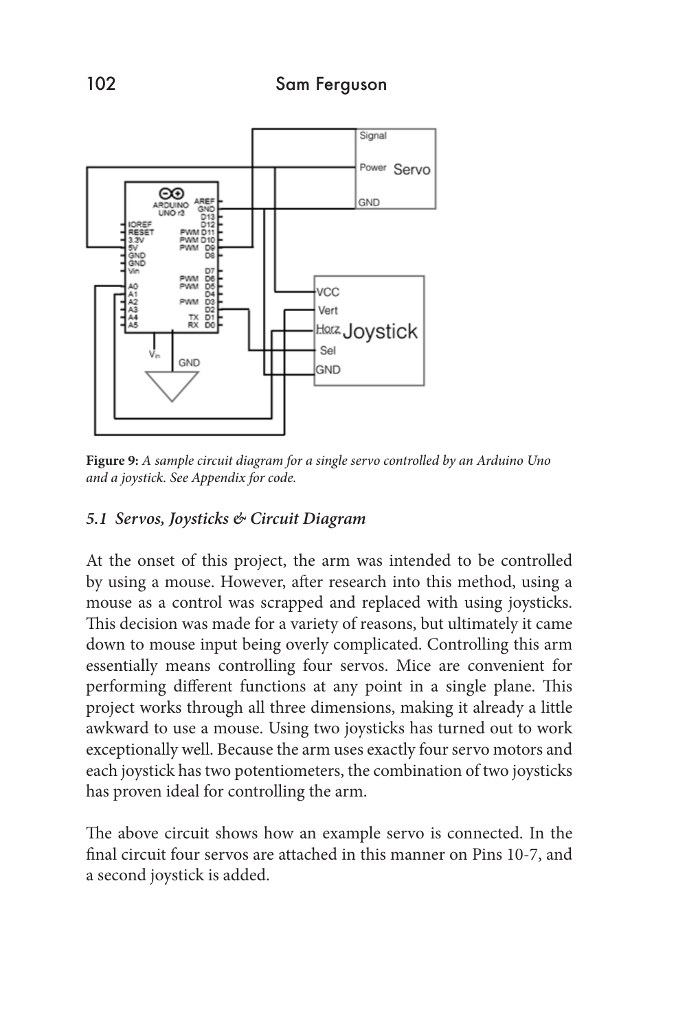**Figure 9:** *A sample circuit diagram for a single servo controlled by an Arduino Uno and a joystick. See Appendix for code.*

### *5.1 Servos, Joysticks & Circuit Diagram*

At the onset of this project, the arm was intended to be controlled by using a mouse. However, after research into this method, using a mouse as a control was scrapped and replaced with using joysticks. This decision was made for a variety of reasons, but ultimately it came down to mouse input being overly complicated. Controlling this arm essentially means controlling four servos. Mice are convenient for performing different functions at any point in a single plane. This project works through all three dimensions, making it already a little awkward to use a mouse. Using two joysticks has turned out to work exceptionally well. Because the arm uses exactly four servo motors and each joystick has two potentiometers, the combination of two joysticks has proven ideal for controlling the arm.

The above circuit shows how an example servo is connected. In the final circuit four servos are attached in this manner on Pins 10-7, and a second joystick is added.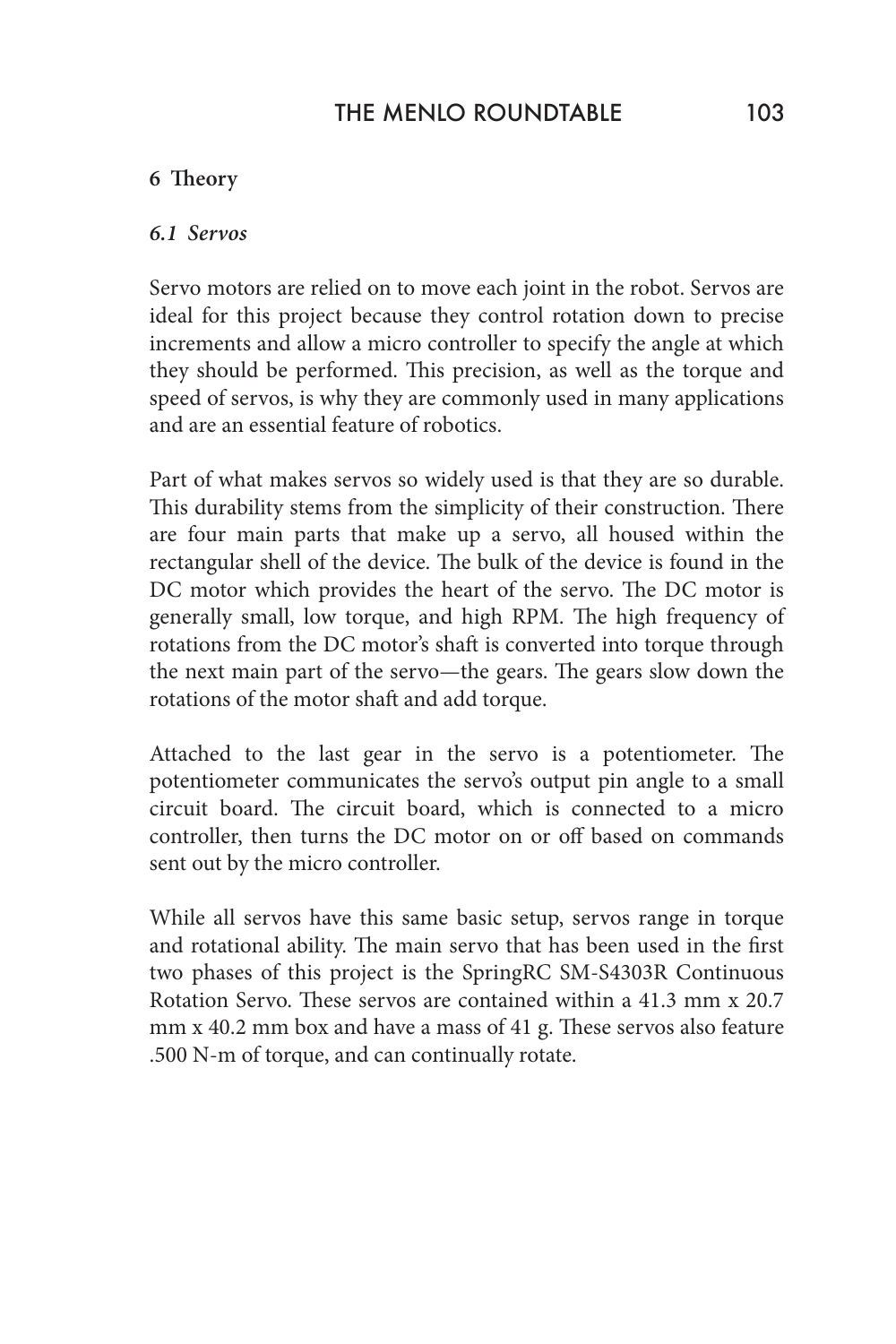## 6 Theory

### *6.1 Servos*

Servo motors are relied on to move each joint in the robot. Servos are ideal for this project because they control rotation down to precise increments and allow a micro controller to specify the angle at which they should be performed. This precision, as well as the torque and speed of servos, is why they are commonly used in many applications and are an essential feature of robotics.

Part of what makes servos so widely used is that they are so durable. This durability stems from the simplicity of their construction. There are four main parts that make up a servo, all housed within the rectangular shell of the device. The bulk of the device is found in the DC motor which provides the heart of the servo. The DC motor is generally small, low torque, and high RPM. The high frequency of rotations from the DC motor's shaft is converted into torque through the next main part of the servo—the gears. The gears slow down the rotations of the motor shaft and add torque.

Attached to the last gear in the servo is a potentiometer. The potentiometer communicates the servo's output pin angle to a small circuit board. The circuit board, which is connected to a micro controller, then turns the DC motor on or off based on commands sent out by the micro controller.

While all servos have this same basic setup, servos range in torque and rotational ability. The main servo that has been used in the first two phases of this project is the SpringRC SM-S4303R Continuous Rotation Servo. These servos are contained within a 41.3 mm x 20.7 mm x 40.2 mm box and have a mass of 41 g. These servos also feature .500 N-m of torque, and can continually rotate.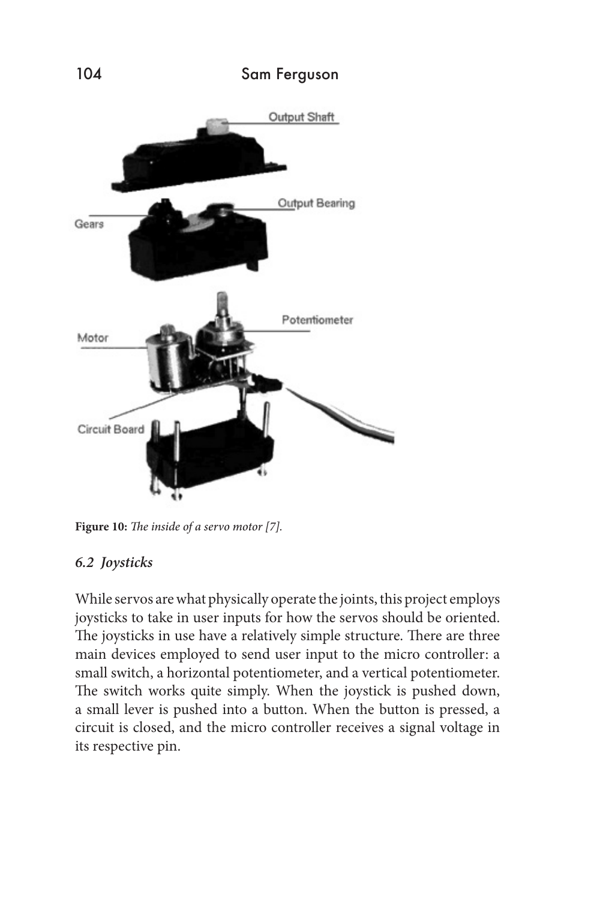**Figure 10:** *The inside of a servo motor [7].*

### *6.2 Joysticks*

While servos are what physically operate the joints, this project employs joysticks to take in user inputs for how the servos should be oriented. The joysticks in use have a relatively simple structure. There are three main devices employed to send user input to the micro controller: a small switch, a horizontal potentiometer, and a vertical potentiometer. The switch works quite simply. When the joystick is pushed down, a small lever is pushed into a button. When the button is pressed, a circuit is closed, and the micro controller receives a signal voltage in its respective pin.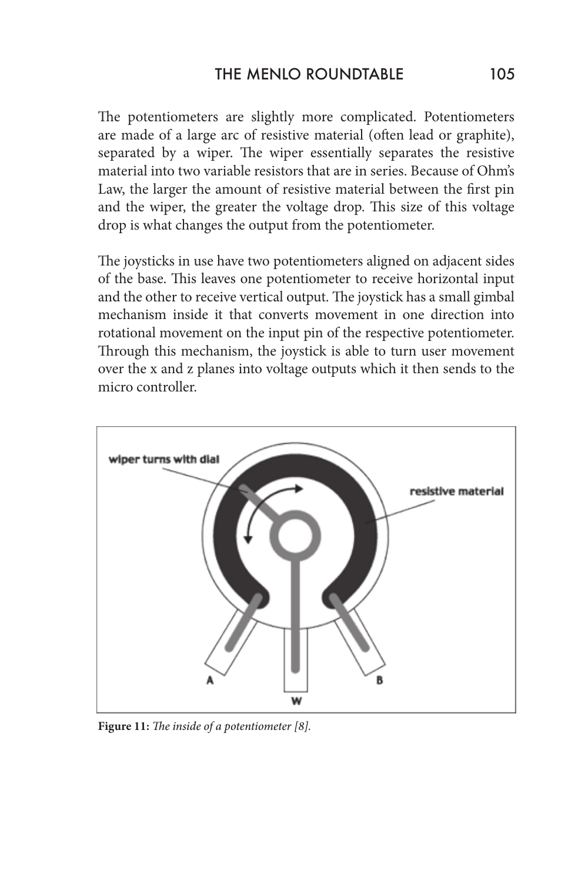The potentiometers are slightly more complicated. Potentiometers are made of a large arc of resistive material (often lead or graphite), separated by a wiper. The wiper essentially separates the resistive material into two variable resistors that are in series. Because of Ohm's Law, the larger the amount of resistive material between the first pin and the wiper, the greater the voltage drop. This size of this voltage drop is what changes the output from the potentiometer.

The joysticks in use have two potentiometers aligned on adjacent sides of the base. This leaves one potentiometer to receive horizontal input and the other to receive vertical output. The joystick has a small gimbal mechanism inside it that converts movement in one direction into rotational movement on the input pin of the respective potentiometer. Through this mechanism, the joystick is able to turn user movement over the x and z planes into voltage outputs which it then sends to the micro controller.

**Figure 11:** *The inside of a potentiometer [8].*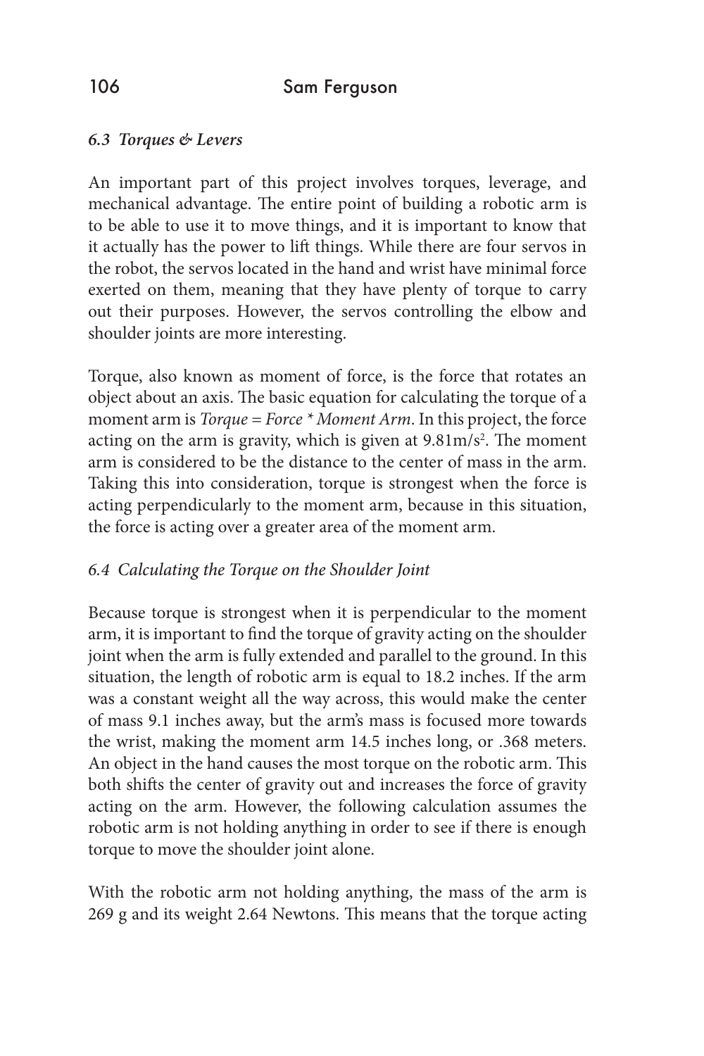### *6.3 Torques & Levers*

An important part of this project involves torques, leverage, and mechanical advantage. The entire point of building a robotic arm is to be able to use it to move things, and it is important to know that it actually has the power to lift things. While there are four servos in the robot, the servos located in the hand and wrist have minimal force exerted on them, meaning that they have plenty of torque to carry out their purposes. However, the servos controlling the elbow and shoulder joints are more interesting.

Torque, also known as moment of force, is the force that rotates an object about an axis. The basic equation for calculating the torque of a moment arm is *Torque = Force * Moment Arm*. In this project, the force acting on the arm is gravity, which is given at $9.81 m/s^2$. The moment arm is considered to be the distance to the center of mass in the arm. Taking this into consideration, torque is strongest when the force is acting perpendicularly to the moment arm, because in this situation, the force is acting over a greater area of the moment arm.

### *6.4 Calculating the Torque on the Shoulder Joint*

Because torque is strongest when it is perpendicular to the moment arm, it is important to find the torque of gravity acting on the shoulder joint when the arm is fully extended and parallel to the ground. In this situation, the length of robotic arm is equal to 18.2 inches. If the arm was a constant weight all the way across, this would make the center of mass 9.1 inches away, but the arm's mass is focused more towards the wrist, making the moment arm 14.5 inches long, or .368 meters. An object in the hand causes the most torque on the robotic arm. This both shifts the center of gravity out and increases the force of gravity acting on the arm. However, the following calculation assumes the robotic arm is not holding anything in order to see if there is enough torque to move the shoulder joint alone.

With the robotic arm not holding anything, the mass of the arm is 269 g and its weight 2.64 Newtons. This means that the torque acting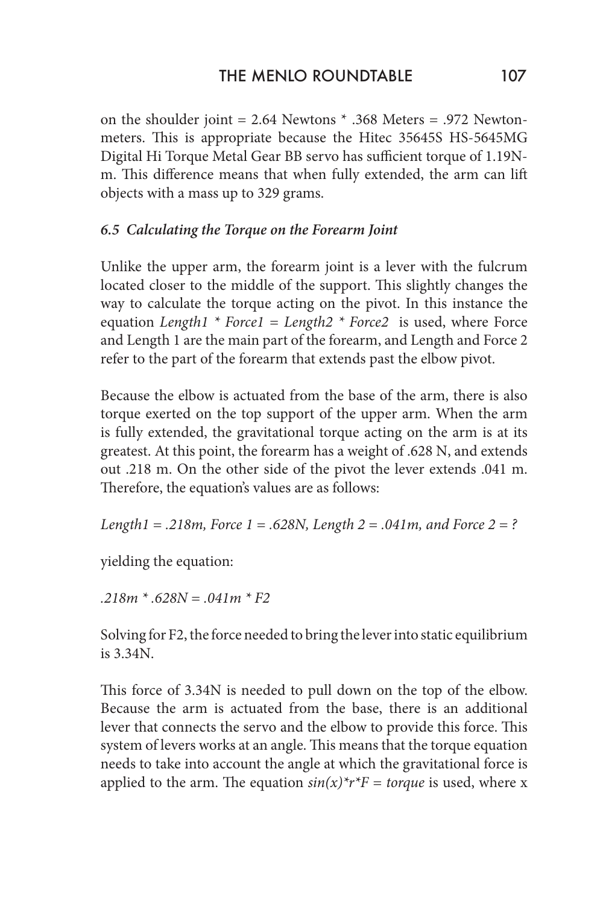on the shoulder joint = 2.64 Newtons * .368 Meters = .972 Newton-meters. This is appropriate because the Hitec 35645S HS-5645MG Digital Hi Torque Metal Gear BB servo has sufficient torque of 1.19N-m. This difference means that when fully extended, the arm can lift objects with a mass up to 329 grams.

### *6.5 Calculating the Torque on the Forearm Joint*

Unlike the upper arm, the forearm joint is a lever with the fulcrum located closer to the middle of the support. This slightly changes the way to calculate the torque acting on the pivot. In this instance the equation *Length1 * Force1 = Length2 * Force2* is used, where Force and Length 1 are the main part of the forearm, and Length and Force 2 refer to the part of the forearm that extends past the elbow pivot.

Because the elbow is actuated from the base of the arm, there is also torque exerted on the top support of the upper arm. When the arm is fully extended, the gravitational torque acting on the arm is at its greatest. At this point, the forearm has a weight of .628 N, and extends out .218 m. On the other side of the pivot the lever extends .041 m. Therefore, the equation's values are as follows:

*Length1 = .218m, Force 1 = .628N, Length 2 = .041m, and Force 2 = ?*

yielding the equation:

*.218m * .628N = .041m * F2*

Solving for F2, the force needed to bring the lever into static equilibrium is 3.34N.

This force of 3.34N is needed to pull down on the top of the elbow. Because the arm is actuated from the base, there is an additional lever that connects the servo and the elbow to provide this force. This system of levers works at an angle. This means that the torque equation needs to take into account the angle at which the gravitational force is applied to the arm. The equation *sin(x)*r*F = torque* is used, where x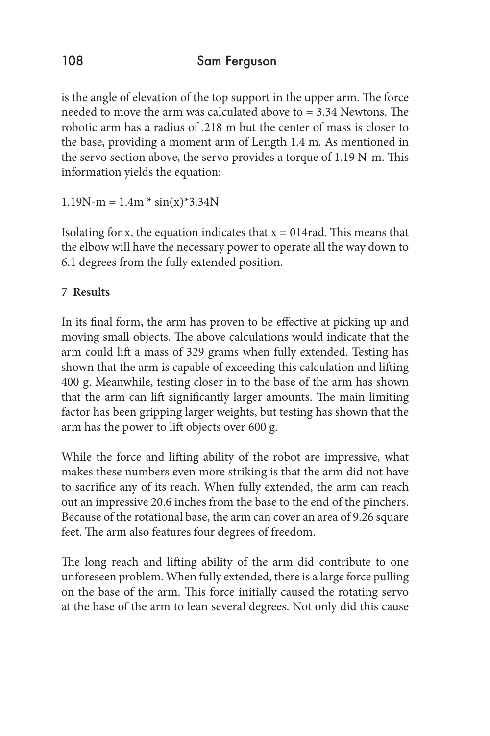is the angle of elevation of the top support in the upper arm. The force needed to move the arm was calculated above to = 3.34 Newtons. The robotic arm has a radius of .218 m but the center of mass is closer to the base, providing a moment arm of Length 1.4 m. As mentioned in the servo section above, the servo provides a torque of 1.19 N-m. This information yields the equation:

$$1.19\text{N-m} = 1.4\text{m} * \sin(x) * 3.34\text{N}$$

Isolating for x, the equation indicates that x = 014rad. This means that the elbow will have the necessary power to operate all the way down to 6.1 degrees from the fully extended position.

**7 Results**

In its final form, the arm has proven to be effective at picking up and moving small objects. The above calculations would indicate that the arm could lift a mass of 329 grams when fully extended. Testing has shown that the arm is capable of exceeding this calculation and lifting 400 g. Meanwhile, testing closer in to the base of the arm has shown that the arm can lift significantly larger amounts. The main limiting factor has been gripping larger weights, but testing has shown that the arm has the power to lift objects over 600 g.

While the force and lifting ability of the robot are impressive, what makes these numbers even more striking is that the arm did not have to sacrifice any of its reach. When fully extended, the arm can reach out an impressive 20.6 inches from the base to the end of the pinchers. Because of the rotational base, the arm can cover an area of 9.26 square feet. The arm also features four degrees of freedom.

The long reach and lifting ability of the arm did contribute to one unforeseen problem. When fully extended, there is a large force pulling on the base of the arm. This force initially caused the rotating servo at the base of the arm to lean several degrees. Not only did this cause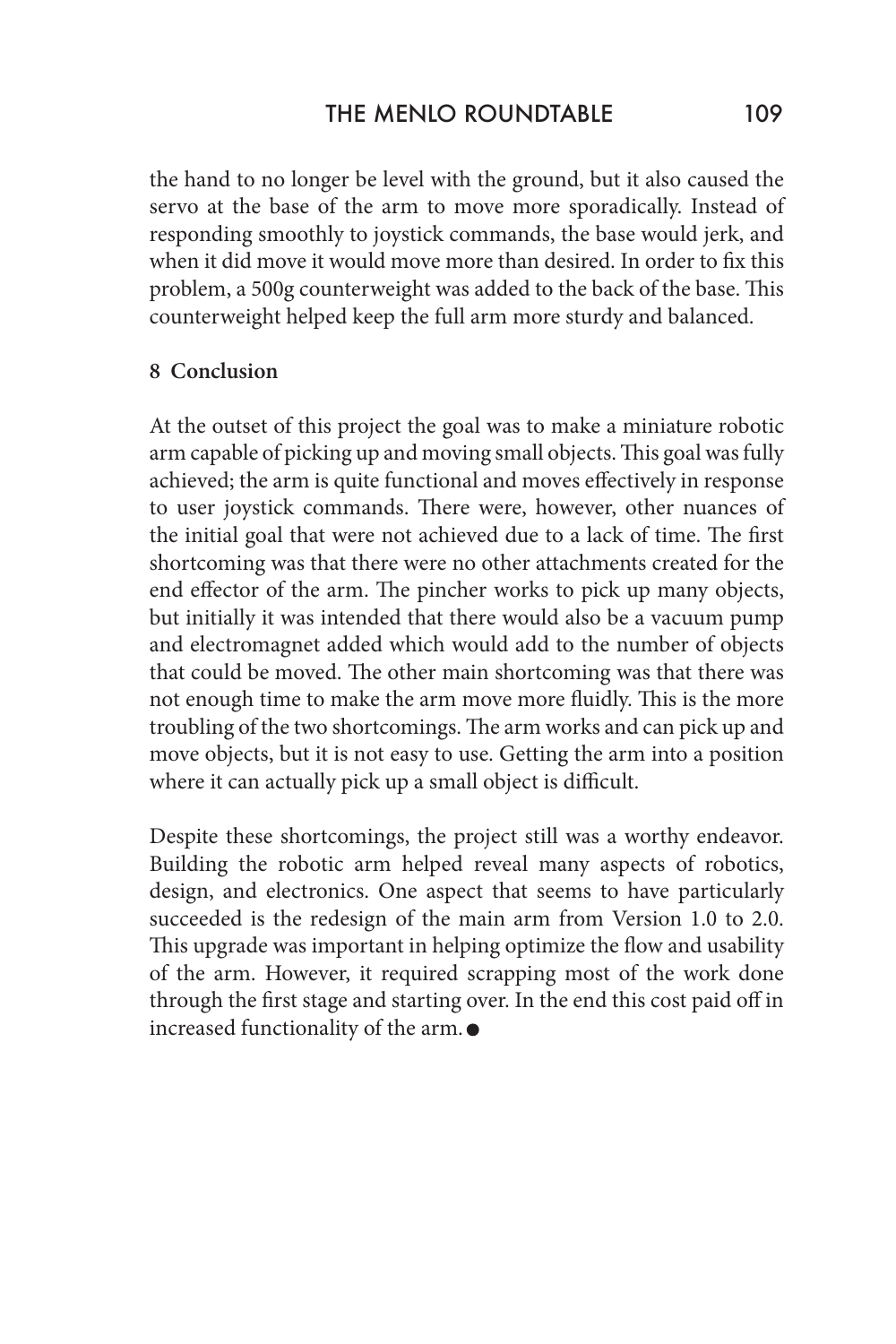the hand to no longer be level with the ground, but it also caused the servo at the base of the arm to move more sporadically. Instead of responding smoothly to joystick commands, the base would jerk, and when it did move it would move more than desired. In order to fix this problem, a 500g counterweight was added to the back of the base. This counterweight helped keep the full arm more sturdy and balanced.

**8 Conclusion**

At the outset of this project the goal was to make a miniature robotic arm capable of picking up and moving small objects. This goal was fully achieved; the arm is quite functional and moves effectively in response to user joystick commands. There were, however, other nuances of the initial goal that were not achieved due to a lack of time. The first shortcoming was that there were no other attachments created for the end effector of the arm. The pincher works to pick up many objects, but initially it was intended that there would also be a vacuum pump and electromagnet added which would add to the number of objects that could be moved. The other main shortcoming was that there was not enough time to make the arm move more fluidly. This is the more troubling of the two shortcomings. The arm works and can pick up and move objects, but it is not easy to use. Getting the arm into a position where it can actually pick up a small object is difficult.

Despite these shortcomings, the project still was a worthy endeavor. Building the robotic arm helped reveal many aspects of robotics, design, and electronics. One aspect that seems to have particularly succeeded is the redesign of the main arm from Version 1.0 to 2.0. This upgrade was important in helping optimize the flow and usability of the arm. However, it required scrapping most of the work done through the first stage and starting over. In the end this cost paid off in increased functionality of the arm. ●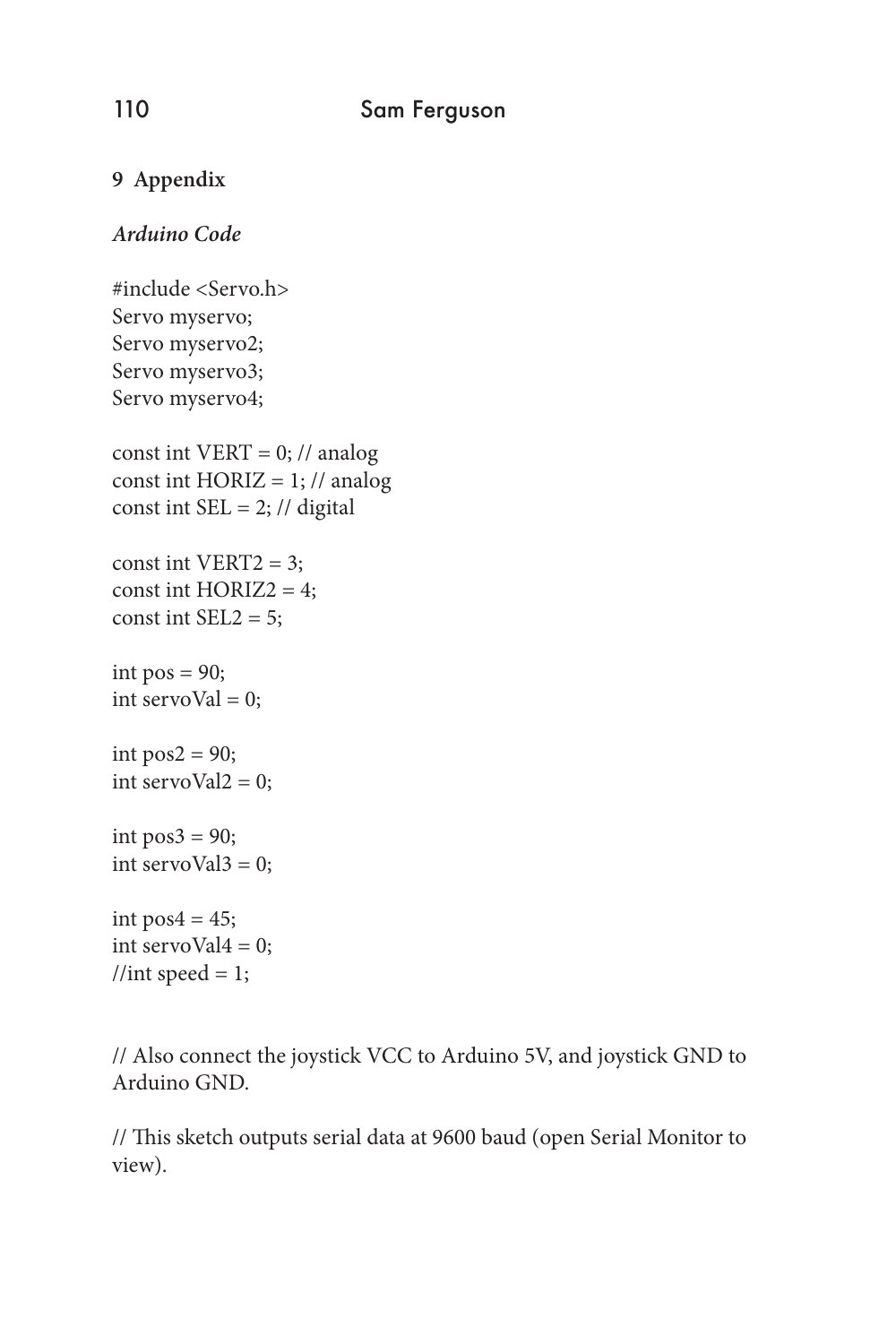## 9 Appendix

### *Arduino Code*

```
#include <Servo.h>
Servo myservo;
Servo myservo2;
Servo myservo3;
Servo myservo4;

const int VERT = 0; // analog
const int HORIZ = 1; // analog
const int SEL = 2; // digital

const int VERT2 = 3;
const int HORIZ2 = 4;
const int SEL2 = 5;

int pos = 90;
int servoVal = 0;

int pos2 = 90;
int servoVal2 = 0;

int pos3 = 90;
int servoVal3 = 0;

int pos4 = 45;
int servoVal4 = 0;
//int speed = 1;


// Also connect the joystick VCC to Arduino 5V, and joystick GND to
Arduino GND.

// This sketch outputs serial data at 9600 baud (open Serial Monitor to
view).
```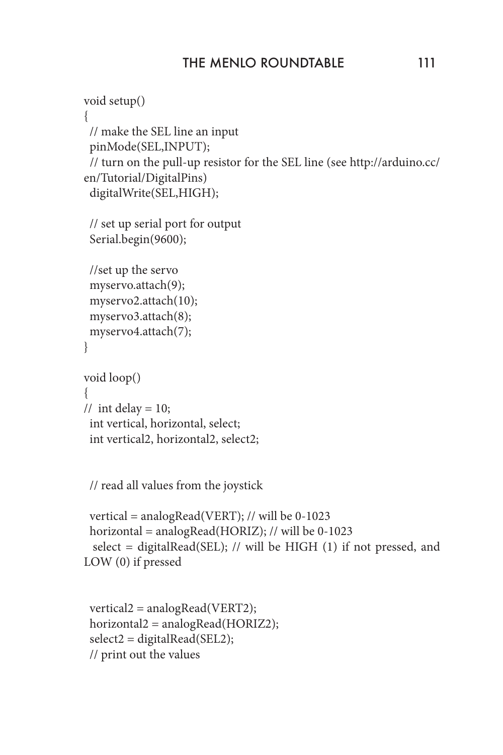```
void setup()
{
  // make the SEL line an input
  pinMode(SEL,INPUT);
  // turn on the pull-up resistor for the SEL line (see http://arduino.cc/
en/Tutorial/DigitalPins)
  digitalWrite(SEL,HIGH);

  // set up serial port for output
  Serial.begin(9600);

  //set up the servo
  myservo.attach(9);
  myservo2.attach(10);
  myservo3.attach(8);
  myservo4.attach(7);
}

void loop()
{
//  int delay = 10;
  int vertical, horizontal, select;
  int vertical2, horizontal2, select2;


  // read all values from the joystick

  vertical = analogRead(VERT); // will be 0-1023
  horizontal = analogRead(HORIZ); // will be 0-1023
   select = digitalRead(SEL); // will be HIGH (1) if not pressed, and
LOW (0) if pressed


  vertical2 = analogRead(VERT2);
  horizontal2 = analogRead(HORIZ2);
  select2 = digitalRead(SEL2);
  // print out the values
```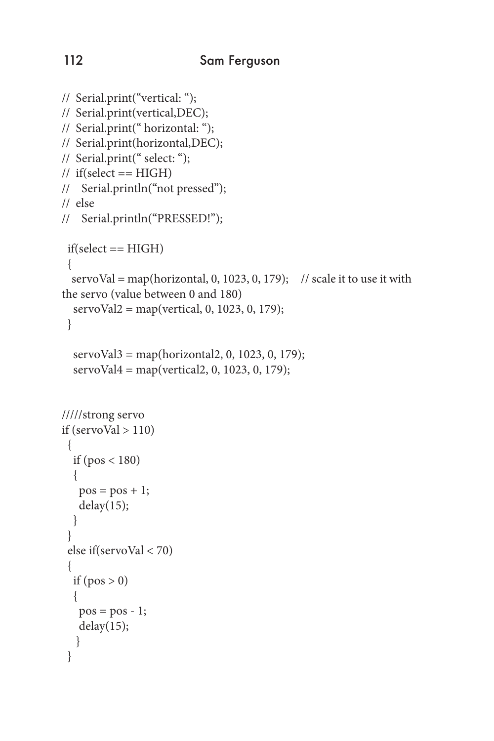```
//  Serial.print("vertical: ");
//  Serial.print(vertical,DEC);
//  Serial.print(" horizontal: ");
//  Serial.print(horizontal,DEC);
//  Serial.print(" select: ");
//  if(select == HIGH)
//    Serial.println("not pressed");
//  else
//    Serial.println("PRESSED!");

  if(select == HIGH)
  {
   servoVal = map(horizontal, 0, 1023, 0, 179);    // scale it to use it with
the servo (value between 0 and 180)
    servoVal2 = map(vertical, 0, 1023, 0, 179);
  }

    servoVal3 = map(horizontal2, 0, 1023, 0, 179);
    servoVal4 = map(vertical2, 0, 1023, 0, 179);


/////strong servo
if (servoVal > 110)
  {
    if (pos < 180)
    {
      pos = pos + 1;
      delay(15);
    }
  }
  else if(servoVal < 70)
  {
    if (pos > 0)
    {
      pos = pos - 1;
      delay(15);
     }
  }
```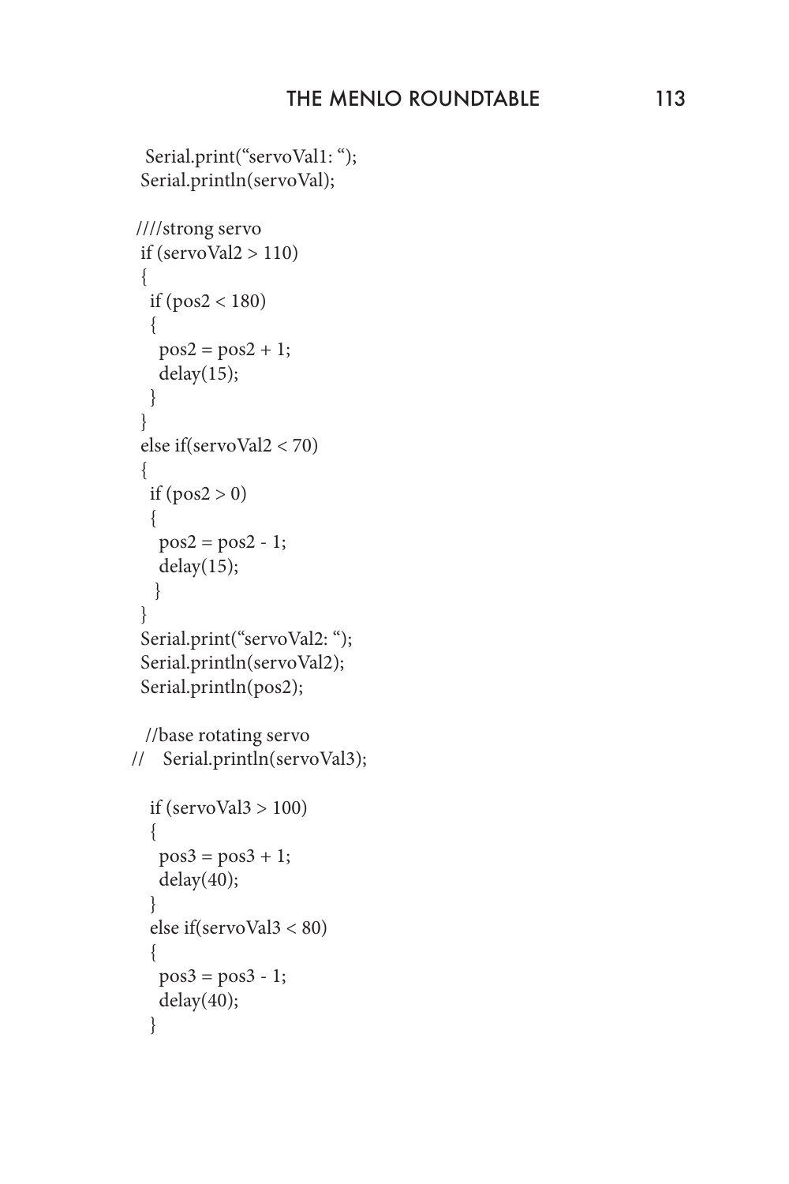```
 Serial.print("servoVal1: ");
 Serial.println(servoVal);

////strong servo
 if (servoVal2 > 110)
 {
  if (pos2 < 180)
  {
   pos2 = pos2 + 1;
   delay(15);
  }
 }
 else if(servoVal2 < 70)
 {
  if (pos2 > 0)
  {
   pos2 = pos2 - 1;
   delay(15);
   }
 }
 Serial.print("servoVal2: ");
 Serial.println(servoVal2);
 Serial.println(pos2);

  //base rotating servo
//   Serial.println(servoVal3);

  if (servoVal3 > 100)
  {
   pos3 = pos3 + 1;
   delay(40);
  }
  else if(servoVal3 < 80)
  {
   pos3 = pos3 - 1;
   delay(40);
  }
```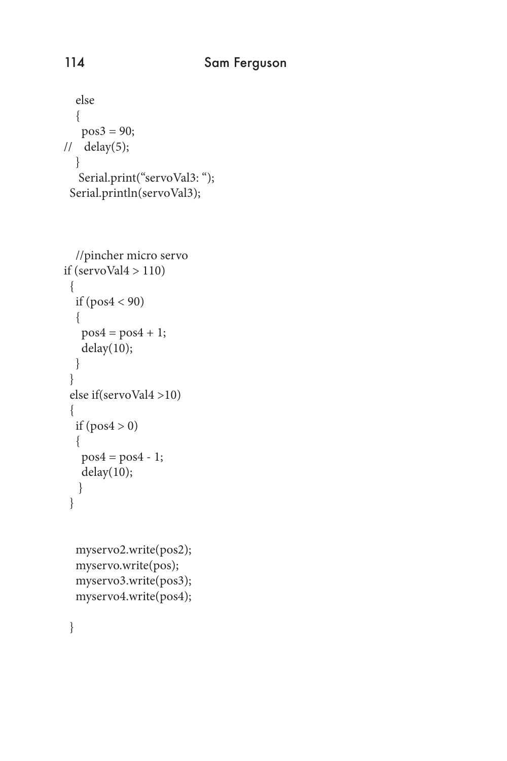```
   else
   {
     pos3 = 90;
//    delay(5);
   }
    Serial.print("servoVal3: ");
  Serial.println(servoVal3);



   //pincher micro servo
if (servoVal4 > 110)
  {
   if (pos4 < 90)
   {
     pos4 = pos4 + 1;
     delay(10);
   }
  }
  else if(servoVal4 >10)
  {
   if (pos4 > 0)
   {
     pos4 = pos4 - 1;
     delay(10);
    }
  }


   myservo2.write(pos2);
   myservo.write(pos);
   myservo3.write(pos3);
   myservo4.write(pos4);

  }
```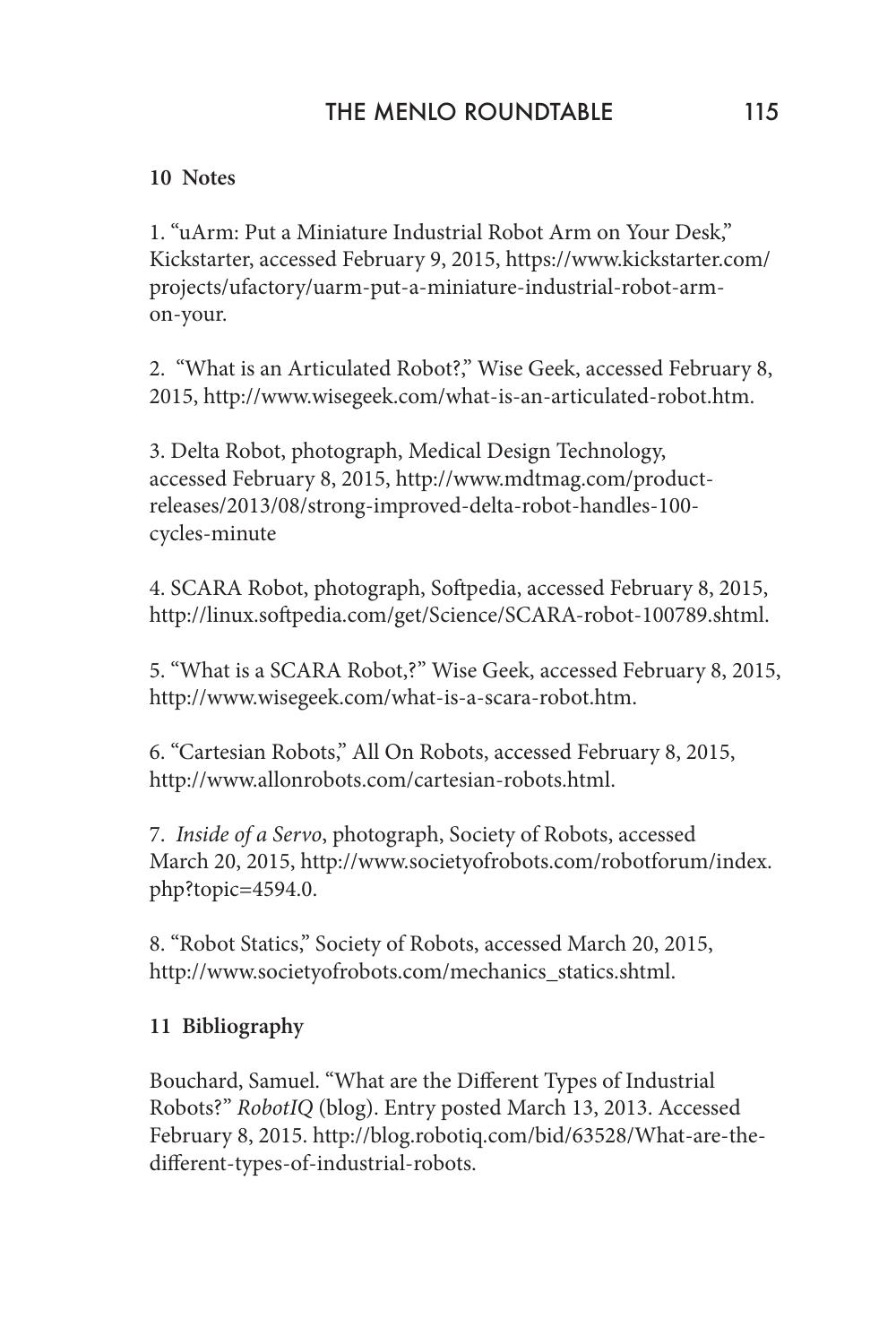## 10 Notes

1. "uArm: Put a Miniature Industrial Robot Arm on Your Desk," Kickstarter, accessed February 9, 2015, https://www.kickstarter.com/projects/ufactory/uarm-put-a-miniature-industrial-robot-arm-on-your.

2. "What is an Articulated Robot?," Wise Geek, accessed February 8, 2015, http://www.wisegeek.com/what-is-an-articulated-robot.htm.

3. Delta Robot, photograph, Medical Design Technology, accessed February 8, 2015, http://www.mdtmag.com/product-releases/2013/08/strong-improved-delta-robot-handles-100-cycles-minute

4. SCARA Robot, photograph, Softpedia, accessed February 8, 2015, http://linux.softpedia.com/get/Science/SCARA-robot-100789.shtml.

5. "What is a SCARA Robot,?" Wise Geek, accessed February 8, 2015, http://www.wisegeek.com/what-is-a-scara-robot.htm.

6. "Cartesian Robots," All On Robots, accessed February 8, 2015, http://www.allonrobots.com/cartesian-robots.html.

7. *Inside of a Servo*, photograph, Society of Robots, accessed March 20, 2015, http://www.societyofrobots.com/robotforum/index.php?topic=4594.0.

8. "Robot Statics," Society of Robots, accessed March 20, 2015, http://www.societyofrobots.com/mechanics_statics.shtml.

## 11 Bibliography

Bouchard, Samuel. "What are the Different Types of Industrial Robots?" *RobotIQ* (blog). Entry posted March 13, 2013. Accessed February 8, 2015. http://blog.robotiq.com/bid/63528/What-are-the-different-types-of-industrial-robots.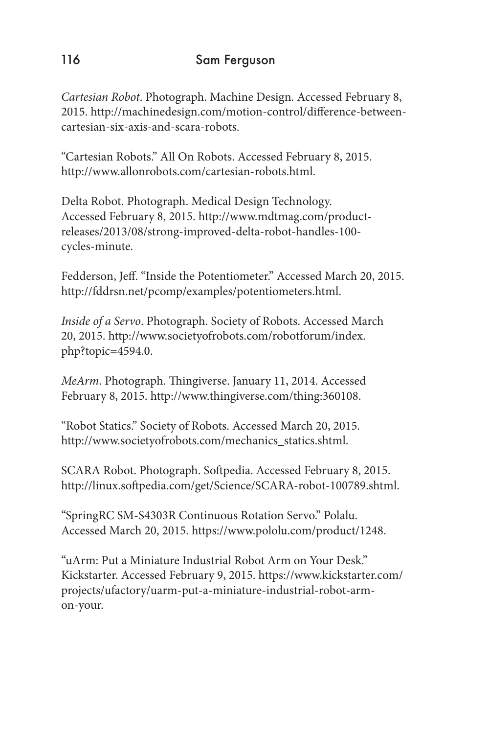*Cartesian Robot*. Photograph. Machine Design. Accessed February 8, 2015. http://machinedesign.com/motion-control/difference-between-cartesian-six-axis-and-scara-robots.

"Cartesian Robots." All On Robots. Accessed February 8, 2015. http://www.allonrobots.com/cartesian-robots.html.

Delta Robot. Photograph. Medical Design Technology. Accessed February 8, 2015. http://www.mdtmag.com/product-releases/2013/08/strong-improved-delta-robot-handles-100-cycles-minute.

Fedderson, Jeff. "Inside the Potentiometer." Accessed March 20, 2015. http://fddrsn.net/pcomp/examples/potentiometers.html.

*Inside of a Servo*. Photograph. Society of Robots. Accessed March 20, 2015. http://www.societyofrobots.com/robotforum/index.php?topic=4594.0.

*MeArm*. Photograph. Thingiverse. January 11, 2014. Accessed February 8, 2015. http://www.thingiverse.com/thing:360108.

"Robot Statics." Society of Robots. Accessed March 20, 2015. http://www.societyofrobots.com/mechanics_statics.shtml.

SCARA Robot. Photograph. Softpedia. Accessed February 8, 2015. http://linux.softpedia.com/get/Science/SCARA-robot-100789.shtml.

"SpringRC SM-S4303R Continuous Rotation Servo." Polalu. Accessed March 20, 2015. https://www.pololu.com/product/1248.

"uArm: Put a Miniature Industrial Robot Arm on Your Desk." Kickstarter. Accessed February 9, 2015. https://www.kickstarter.com/projects/ufactory/uarm-put-a-miniature-industrial-robot-arm-on-your.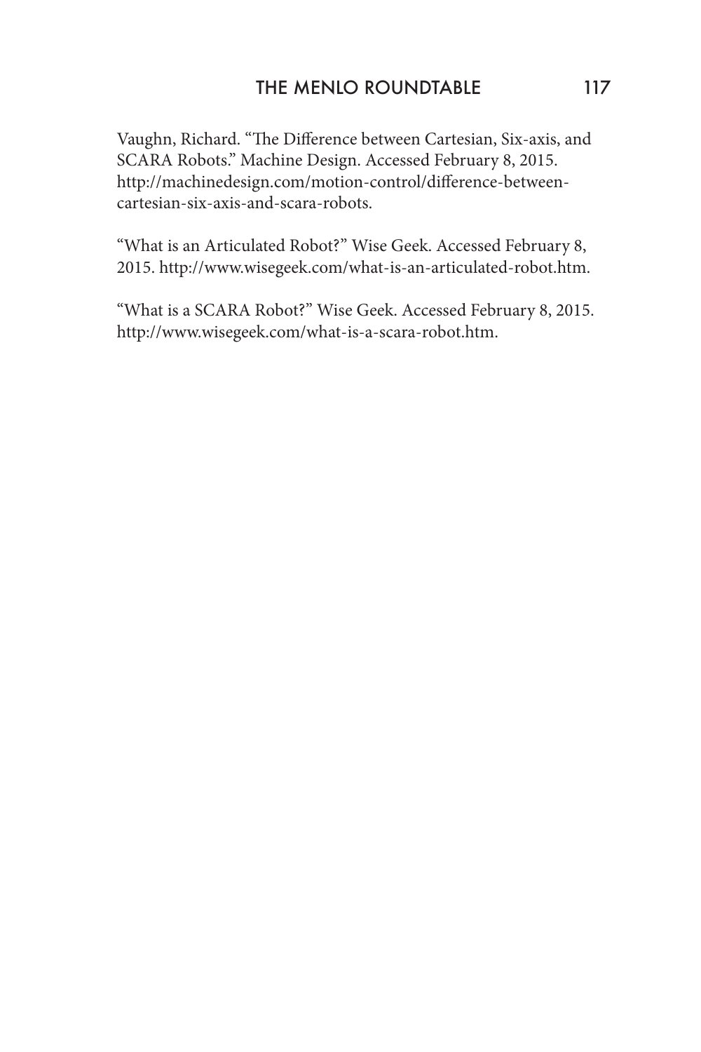Vaughn, Richard. "The Difference between Cartesian, Six-axis, and SCARA Robots." Machine Design. Accessed February 8, 2015. http://machinedesign.com/motion-control/difference-between-cartesian-six-axis-and-scara-robots.

"What is an Articulated Robot?" Wise Geek. Accessed February 8, 2015. http://www.wisegeek.com/what-is-an-articulated-robot.htm.

"What is a SCARA Robot?" Wise Geek. Accessed February 8, 2015. http://www.wisegeek.com/what-is-a-scara-robot.htm.